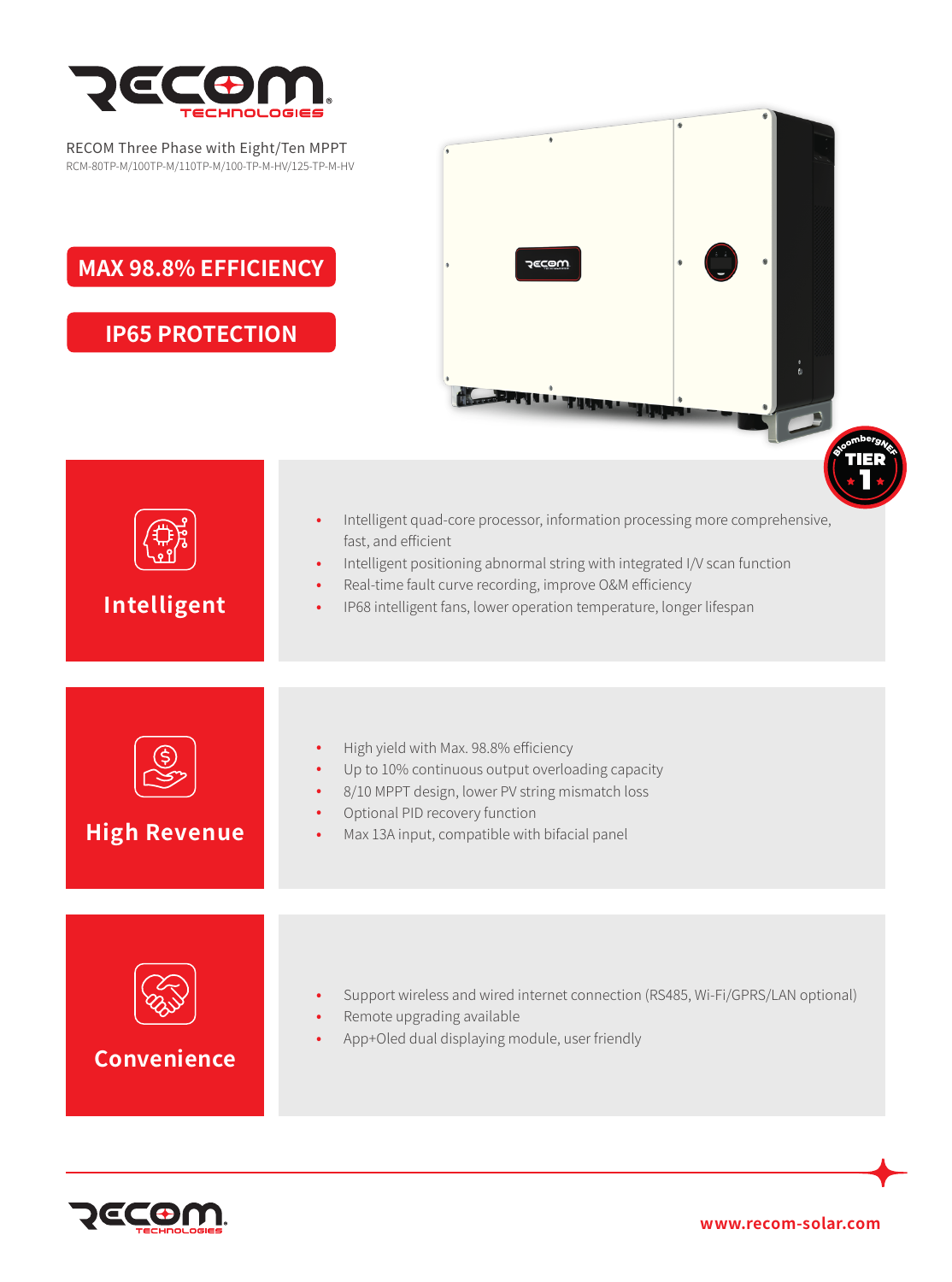RECOM Three Phase with Eight/Ten MPPT

RCM-80TP-M/100TP-M/110TP-M/100-TP-M-HV/125-TP-M-HV

**MAX 98.8% EFFICIENCY**

**IP65 PROTECTION**

## Intelligent

- Intelligent quad-core processor, information processing more comprehensive, fast, and efficient
- Intelligent positioning abnormal string with integrated I/V scan function
- Real-time fault curve recording, improve O&M efficiency
- IP68 intelligent fans, lower operation temperature, longer lifespan

## High Revenue

- High yield with Max. 98.8% efficiency
- Up to 10% continuous output overloading capacity
- 8/10 MPPT design, lower PV string mismatch loss
- Optional PID recovery function
- Max 13A input, compatible with bifacial panel

## Convenience

- Support wireless and wired internet connection (RS485, Wi-Fi/GPRS/LAN optional)
- Remote upgrading available
- App+Oled dual displaying module, user friendly

www.recom-solar.com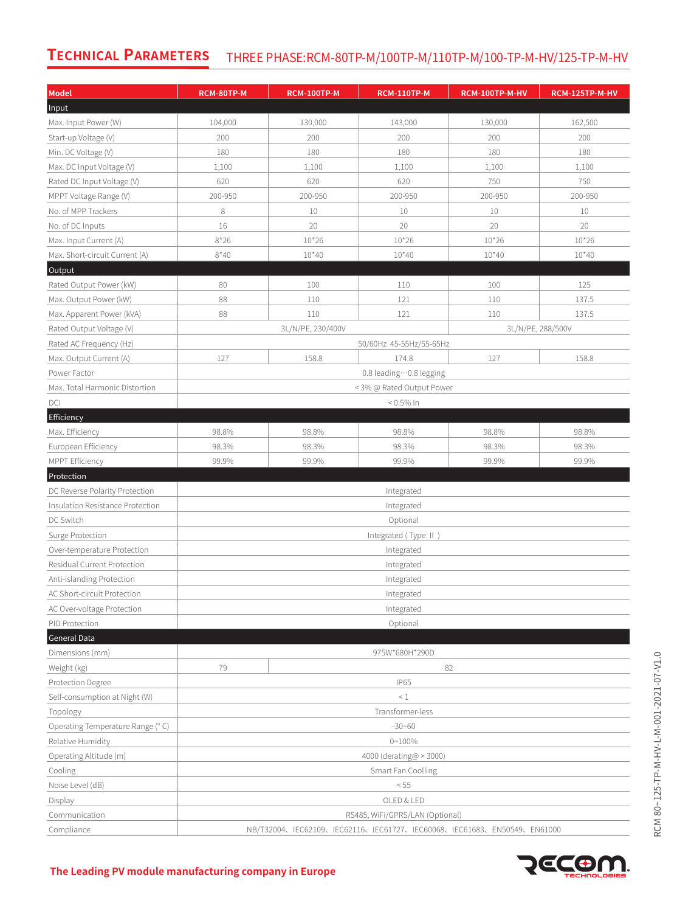## TECHNICAL PARAMETERS THREE PHASE:RCM-80TP-M/100TP-M/110TP-M/100-TP-M-HV/125-TP-M-HV

| Model | RCM-80TP-M | RCM-100TP-M | RCM-110TP-M | RCM-100TP-M-HV | RCM-125TP-M-HV |
|---|---|---|---|---|---|
| **Input** | | | | | |
| Max. Input Power (W) | 104,000 | 130,000 | 143,000 | 130,000 | 162,500 |
| Start-up Voltage (V) | 200 | 200 | 200 | 200 | 200 |
| Min. DC Voltage (V) | 180 | 180 | 180 | 180 | 180 |
| Max. DC Input Voltage (V) | 1,100 | 1,100 | 1,100 | 1,100 | 1,100 |
| Rated DC Input Voltage (V) | 620 | 620 | 620 | 750 | 750 |
| MPPT Voltage Range (V) | 200-950 | 200-950 | 200-950 | 200-950 | 200-950 |
| No. of MPP Trackers | 8 | 10 | 10 | 10 | 10 |
| No. of DC Inputs | 16 | 20 | 20 | 20 | 20 |
| Max. Input Current (A) | 8*26 | 10*26 | 10*26 | 10*26 | 10*26 |
| Max. Short-circuit Current (A) | 8*40 | 10*40 | 10*40 | 10*40 | 10*40 |
| **Output** | | | | | |
| Rated Output Power (kW) | 80 | 100 | 110 | 100 | 125 |
| Max. Output Power (kW) | 88 | 110 | 121 | 110 | 137.5 |
| Max. Apparent Power (kVA) | 88 | 110 | 121 | 110 | 137.5 |
| Rated Output Voltage (V) | 3L/N/PE, 230/400V | | | 3L/N/PE, 288/500V | |
| Rated AC Frequency (Hz) | 50/60Hz 45-55Hz/55-65Hz | | | | |
| Max. Output Current (A) | 127 | 158.8 | 174.8 | 127 | 158.8 |
| Power Factor | 0.8 leading…0.8 legging | | | | |
| Max. Total Harmonic Distortion | < 3% @ Rated Output Power | | | | |
| DCI | < 0.5% In | | | | |
| **Efficiency** | | | | | |
| Max. Efficiency | 98.8% | 98.8% | 98.8% | 98.8% | 98.8% |
| European Efficiency | 98.3% | 98.3% | 98.3% | 98.3% | 98.3% |
| MPPT Efficiency | 99.9% | 99.9% | 99.9% | 99.9% | 99.9% |
| **Protection** | | | | | |
| DC Reverse Polarity Protection | Integrated | | | | |
| Insulation Resistance Protection | Integrated | | | | |
| DC Switch | Optional | | | | |
| Surge Protection | Integrated ( Type II ) | | | | |
| Over-temperature Protection | Integrated | | | | |
| Residual Current Protection | Integrated | | | | |
| Anti-islanding Protection | Integrated | | | | |
| AC Short-circuit Protection | Integrated | | | | |
| AC Over-voltage Protection | Integrated | | | | |
| PID Protection | Optional | | | | |
| **General Data** | | | | | |
| Dimensions (mm) | 975W*680H*290D | | | | |
| Weight (kg) | 79 | 82 | | | |
| Protection Degree | IP65 | | | | |
| Self-consumption at Night (W) | < 1 | | | | |
| Topology | Transformer-less | | | | |
| Operating Temperature Range (° C) | -30~60 | | | | |
| Relative Humidity | 0~100% | | | | |
| Operating Altitude (m) | 4000 (derating@ > 3000) | | | | |
| Cooling | Smart Fan Coolling | | | | |
| Noise Level (dB) | < 55 | | | | |
| Display | OLED & LED | | | | |
| Communication | RS485, WiFi/GPRS/LAN (Optional) | | | | |
| Compliance | NB/T32004、IEC62109、IEC62116、IEC61727、IEC60068、IEC61683、EN50549、EN61000 | | | | |

RCM 80~125-TP-M-HV-L-M-001-2021-07-V1.0

**The Leading PV module manufacturing company in Europe**